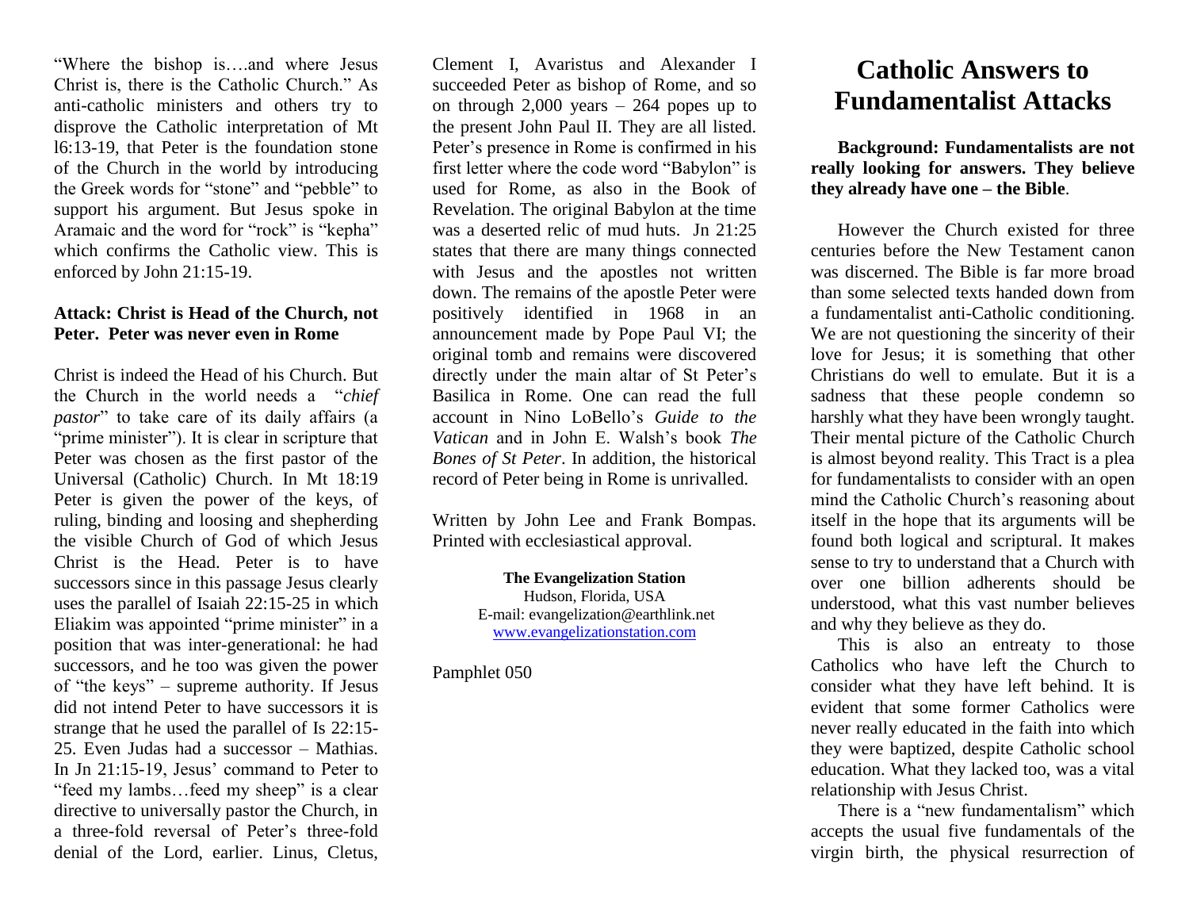"Where the bishop is….and where Jesus Christ is, there is the Catholic Church." As anti-catholic ministers and others try to disprove the Catholic interpretation of Mt l6:13-19, that Peter is the foundation stone of the Church in the world by introducing the Greek words for "stone" and "pebble" to support his argument. But Jesus spoke in Aramaic and the word for "rock" is "kepha" which confirms the Catholic view. This is enforced by John 21:15-19.

**Attack: Christ is Head of the Church, not Peter. Peter was never even in Rome**

Christ is indeed the Head of his Church. But the Church in the world needs a "*chief pastor*" to take care of its daily affairs (a "prime minister"). It is clear in scripture that Peter was chosen as the first pastor of the Universal (Catholic) Church. In Mt 18:19 Peter is given the power of the keys, of ruling, binding and loosing and shepherding the visible Church of God of which Jesus Christ is the Head. Peter is to have successors since in this passage Jesus clearly uses the parallel of Isaiah 22:15-25 in which Eliakim was appointed "prime minister" in a position that was inter-generational: he had successors, and he too was given the power of "the keys" – supreme authority. If Jesus did not intend Peter to have successors it is strange that he used the parallel of Is 22:15-25. Even Judas had a successor – Mathias. In Jn 21:15-19, Jesus' command to Peter to "feed my lambs…feed my sheep" is a clear directive to universally pastor the Church, in a three-fold reversal of Peter's three-fold denial of the Lord, earlier. Linus, Cletus, Clement I, Avaristus and Alexander I succeeded Peter as bishop of Rome, and so on through 2,000 years – 264 popes up to the present John Paul II. They are all listed. Peter's presence in Rome is confirmed in his first letter where the code word "Babylon" is used for Rome, as also in the Book of Revelation. The original Babylon at the time was a deserted relic of mud huts. Jn 21:25 states that there are many things connected with Jesus and the apostles not written down. The remains of the apostle Peter were positively identified in 1968 in an announcement made by Pope Paul VI; the original tomb and remains were discovered directly under the main altar of St Peter's Basilica in Rome. One can read the full account in Nino LoBello's *Guide to the Vatican* and in John E. Walsh's book *The Bones of St Peter*. In addition, the historical record of Peter being in Rome is unrivalled.

Written by John Lee and Frank Bompas. Printed with ecclesiastical approval.

**The Evangelization Station**
Hudson, Florida, USA
E-mail: evangelization@earthlink.net
www.evangelizationstation.com

Pamphlet 050

# Catholic Answers to Fundamentalist Attacks

**Background: Fundamentalists are not really looking for answers. They believe they already have one – the Bible**.

However the Church existed for three centuries before the New Testament canon was discerned. The Bible is far more broad than some selected texts handed down from a fundamentalist anti-Catholic conditioning. We are not questioning the sincerity of their love for Jesus; it is something that other Christians do well to emulate. But it is a sadness that these people condemn so harshly what they have been wrongly taught. Their mental picture of the Catholic Church is almost beyond reality. This Tract is a plea for fundamentalists to consider with an open mind the Catholic Church's reasoning about itself in the hope that its arguments will be found both logical and scriptural. It makes sense to try to understand that a Church with over one billion adherents should be understood, what this vast number believes and why they believe as they do.

This is also an entreaty to those Catholics who have left the Church to consider what they have left behind. It is evident that some former Catholics were never really educated in the faith into which they were baptized, despite Catholic school education. What they lacked too, was a vital relationship with Jesus Christ.

There is a "new fundamentalism" which accepts the usual five fundamentals of the virgin birth, the physical resurrection of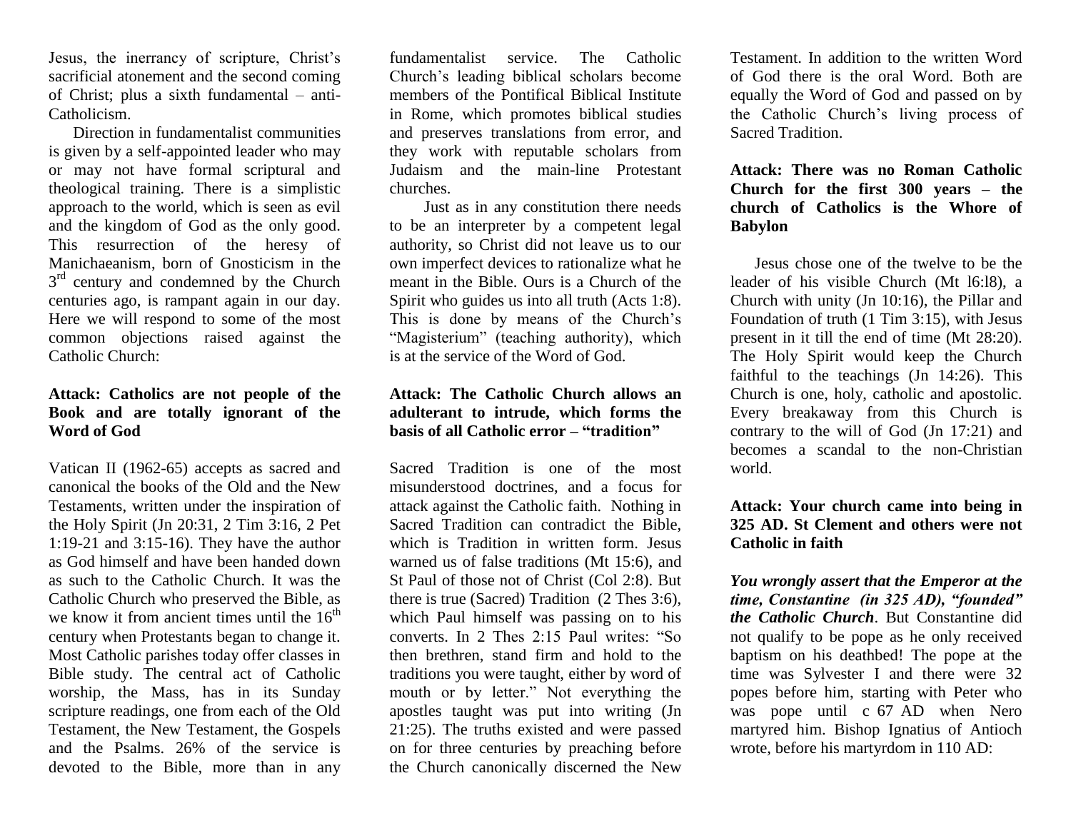Jesus, the inerrancy of scripture, Christ's sacrificial atonement and the second coming of Christ; plus a sixth fundamental – anti-Catholicism.

Direction in fundamentalist communities is given by a self-appointed leader who may or may not have formal scriptural and theological training. There is a simplistic approach to the world, which is seen as evil and the kingdom of God as the only good. This resurrection of the heresy of Manichaeanism, born of Gnosticism in the 3rd century and condemned by the Church centuries ago, is rampant again in our day. Here we will respond to some of the most common objections raised against the Catholic Church:

**Attack: Catholics are not people of the Book and are totally ignorant of the Word of God**

Vatican II (1962-65) accepts as sacred and canonical the books of the Old and the New Testaments, written under the inspiration of the Holy Spirit (Jn 20:31, 2 Tim 3:16, 2 Pet 1:19-21 and 3:15-16). They have the author as God himself and have been handed down as such to the Catholic Church. It was the Catholic Church who preserved the Bible, as we know it from ancient times until the 16th century when Protestants began to change it. Most Catholic parishes today offer classes in Bible study. The central act of Catholic worship, the Mass, has in its Sunday scripture readings, one from each of the Old Testament, the New Testament, the Gospels and the Psalms. 26% of the service is devoted to the Bible, more than in any fundamentalist service. The Catholic Church's leading biblical scholars become members of the Pontifical Biblical Institute in Rome, which promotes biblical studies and preserves translations from error, and they work with reputable scholars from Judaism and the main-line Protestant churches.

Just as in any constitution there needs to be an interpreter by a competent legal authority, so Christ did not leave us to our own imperfect devices to rationalize what he meant in the Bible. Ours is a Church of the Spirit who guides us into all truth (Acts 1:8). This is done by means of the Church's "Magisterium" (teaching authority), which is at the service of the Word of God.

**Attack: The Catholic Church allows an adulterant to intrude, which forms the basis of all Catholic error – "tradition"**

Sacred Tradition is one of the most misunderstood doctrines, and a focus for attack against the Catholic faith. Nothing in Sacred Tradition can contradict the Bible, which is Tradition in written form. Jesus warned us of false traditions (Mt 15:6), and St Paul of those not of Christ (Col 2:8). But there is true (Sacred) Tradition (2 Thes 3:6), which Paul himself was passing on to his converts. In 2 Thes 2:15 Paul writes: "So then brethren, stand firm and hold to the traditions you were taught, either by word of mouth or by letter." Not everything the apostles taught was put into writing (Jn 21:25). The truths existed and were passed on for three centuries by preaching before the Church canonically discerned the New Testament. In addition to the written Word of God there is the oral Word. Both are equally the Word of God and passed on by the Catholic Church's living process of Sacred Tradition.

**Attack: There was no Roman Catholic Church for the first 300 years – the church of Catholics is the Whore of Babylon**

Jesus chose one of the twelve to be the leader of his visible Church (Mt l6:l8), a Church with unity (Jn 10:16), the Pillar and Foundation of truth (1 Tim 3:15), with Jesus present in it till the end of time (Mt 28:20). The Holy Spirit would keep the Church faithful to the teachings (Jn 14:26). This Church is one, holy, catholic and apostolic. Every breakaway from this Church is contrary to the will of God (Jn 17:21) and becomes a scandal to the non-Christian world.

**Attack: Your church came into being in 325 AD. St Clement and others were not Catholic in faith**

***You wrongly assert that the Emperor at the time, Constantine (in 325 AD), "founded" the Catholic Church***. But Constantine did not qualify to be pope as he only received baptism on his deathbed! The pope at the time was Sylvester I and there were 32 popes before him, starting with Peter who was pope until c 67 AD when Nero martyred him. Bishop Ignatius of Antioch wrote, before his martyrdom in 110 AD: